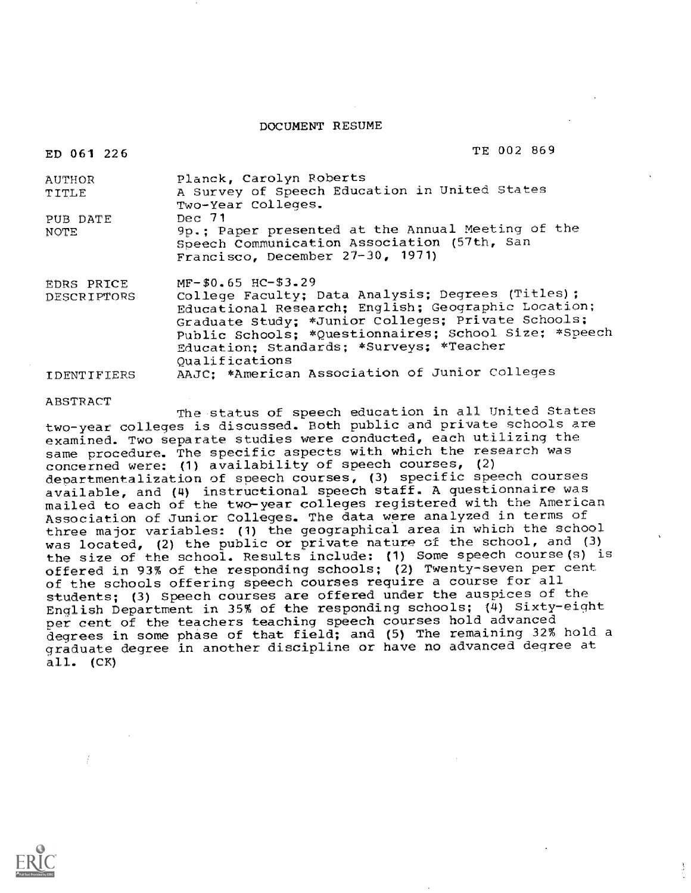DOCUMENT RESUME

| ED 061 226 | TE 002 869 |
|---|---|
| AUTHOR | Planck, Carolyn Roberts |
| TITLE | A Survey of Speech Education in United States Two-Year Colleges. |
| PUB DATE | Dec 71 |
| NOTE | 9p.; Paper presented at the Annual Meeting of the Speech Communication Association (57th, San Francisco, December 27-30, 1971) |
| EDRS PRICE | MF-$0.65 HC-$3.29 |
| DESCRIPTORS | College Faculty; Data Analysis; Degrees (Titles); Educational Research; English; Geographic Location; Graduate Study; *Junior Colleges; Private Schools; Public Schools; *Questionnaires; School Size; *Speech Education; Standards; *Surveys; *Teacher Qualifications |
| IDENTIFIERS | AAJC; *American Association of Junior Colleges |

ABSTRACT

The status of speech education in all United States two-year colleges is discussed. Both public and private schools are examined. Two separate studies were conducted, each utilizing the same procedure. The specific aspects with which the research was concerned were: (1) availability of speech courses, (2) departmentalization of speech courses, (3) specific speech courses available, and (4) instructional speech staff. A questionnaire was mailed to each of the two-year colleges registered with the American Association of Junior Colleges. The data were analyzed in terms of three major variables: (1) the geographical area in which the school was located, (2) the public or private nature of the school, and (3) the size of the school. Results include: (1) Some speech course(s) is offered in 93% of the responding schools; (2) Twenty-seven per cent of the schools offering speech courses require a course for all students; (3) Speech courses are offered under the auspices of the English Department in 35% of the responding schools; (4) Sixty-eight per cent of the teachers teaching speech courses hold advanced degrees in some phase of that field; and (5) The remaining 32% hold a graduate degree in another discipline or have no advanced degree at all. (CK)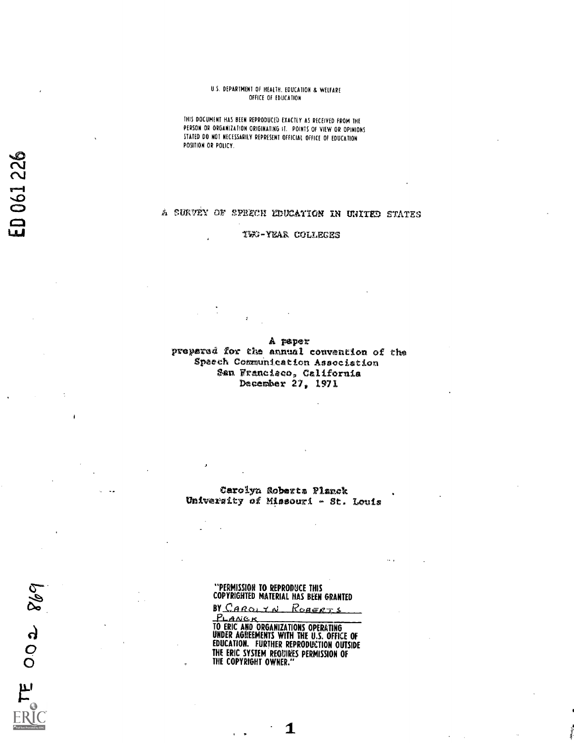U.S. DEPARTMENT OF HEALTH, EDUCATION & WELFARE
OFFICE OF EDUCATION

THIS DOCUMENT HAS BEEN REPRODUCED EXACTLY AS RECEIVED FROM THE PERSON OR ORGANIZATION ORIGINATING IT. POINTS OF VIEW OR OPINIONS STATED DO NOT NECESSARILY REPRESENT OFFICIAL OFFICE OF EDUCATION POSITION OR POLICY.

ED 061 226

# A SURVEY OF SPEECH EDUCATION IN UNITED STATES TWO-YEAR COLLEGES

A paper
prepared for the annual convention of the
Speech Communication Association
San Francisco, California
December 27, 1971

Carolyn Roberts Planck
University of Missouri - St. Louis

"PERMISSION TO REPRODUCE THIS COPYRIGHTED MATERIAL HAS BEEN GRANTED BY CAROLYN ROBERTS PLANCK TO ERIC AND ORGANIZATIONS OPERATING UNDER AGREEMENTS WITH THE U.S. OFFICE OF EDUCATION. FURTHER REPRODUCTION OUTSIDE THE ERIC SYSTEM REQUIRES PERMISSION OF THE COPYRIGHT OWNER."

TE 002 869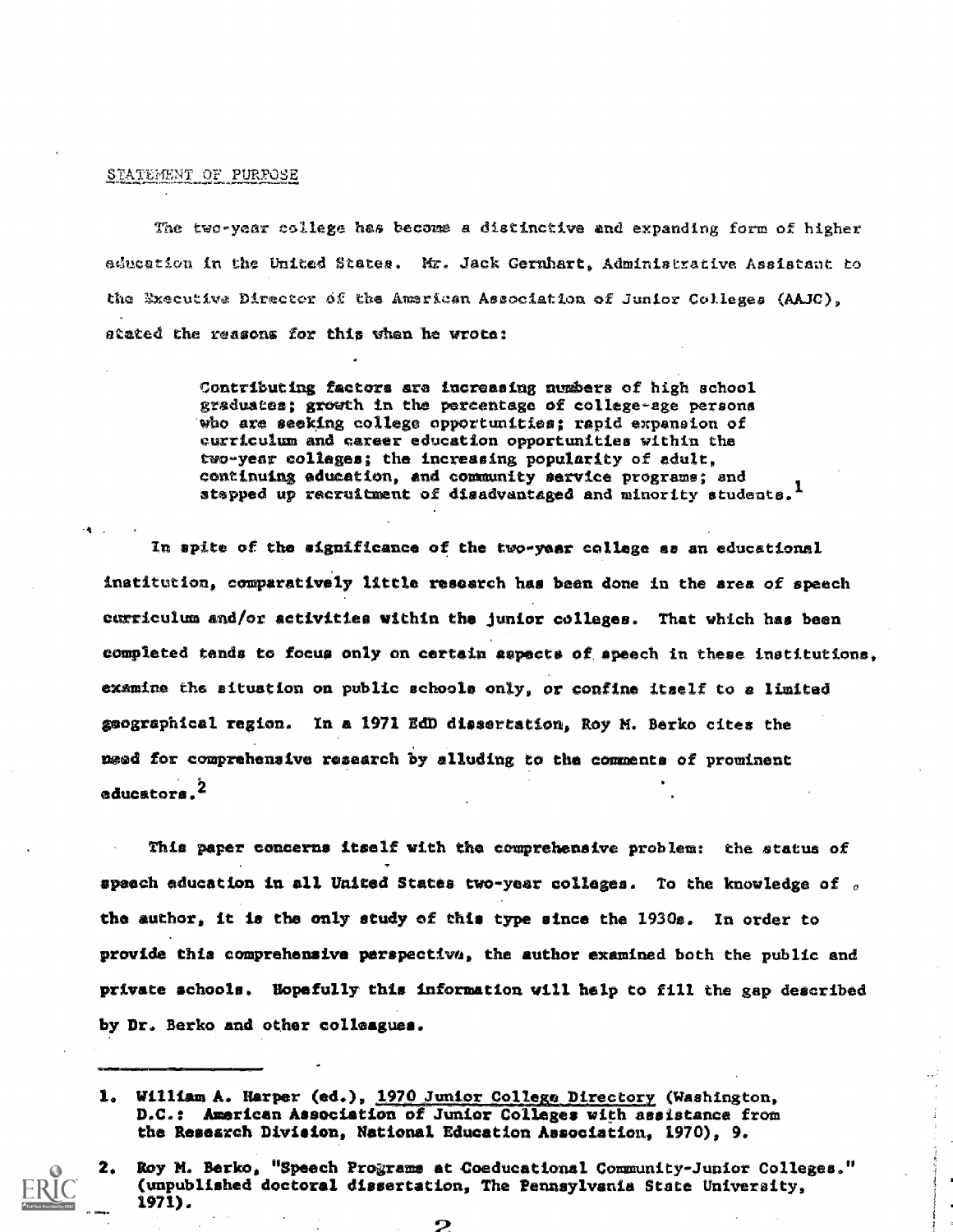## STATEMENT OF PURPOSE

The two-year college has become a distinctive and expanding form of higher education in the United States. Mr. Jack Gernhart, Administrative Assistant to the Executive Director of the American Association of Junior Colleges (AAJC), stated the reasons for this when he wrote:

> Contributing factors are increasing numbers of high school graduates; growth in the percentage of college-age persons who are seeking college opportunities; rapid expansion of curriculum and career education opportunities within the two-year colleges; the increasing popularity of adult, continuing education, and community service programs; and stepped up recruitment of disadvantaged and minority students.[1]

In spite of the significance of the two-year college as an educational institution, comparatively little research has been done in the area of speech curriculum and/or activities within the junior colleges. That which has been completed tends to focus only on certain aspects of speech in these institutions, examine the situation on public schools only, or confine itself to a limited geographical region. In a 1971 EdD dissertation, Roy M. Berko cites the need for comprehensive research by alluding to the comments of prominent educators.[2]

This paper concerns itself with the comprehensive problem: the status of speech education in all United States two-year colleges. To the knowledge of the author, it is the only study of this type since the 1930s. In order to provide this comprehensive perspective, the author examined both the public and private schools. Hopefully this information will help to fill the gap described by Dr. Berko and other colleagues.

---

1. William A. Harper (ed.), 1970 Junior College Directory (Washington, D.C.: American Association of Junior Colleges with assistance from the Research Division, National Education Association, 1970), 9.

2. Roy M. Berko, "Speech Programs at Coeducational Community-Junior Colleges." (unpublished doctoral dissertation, The Pennsylvania State University, 1971).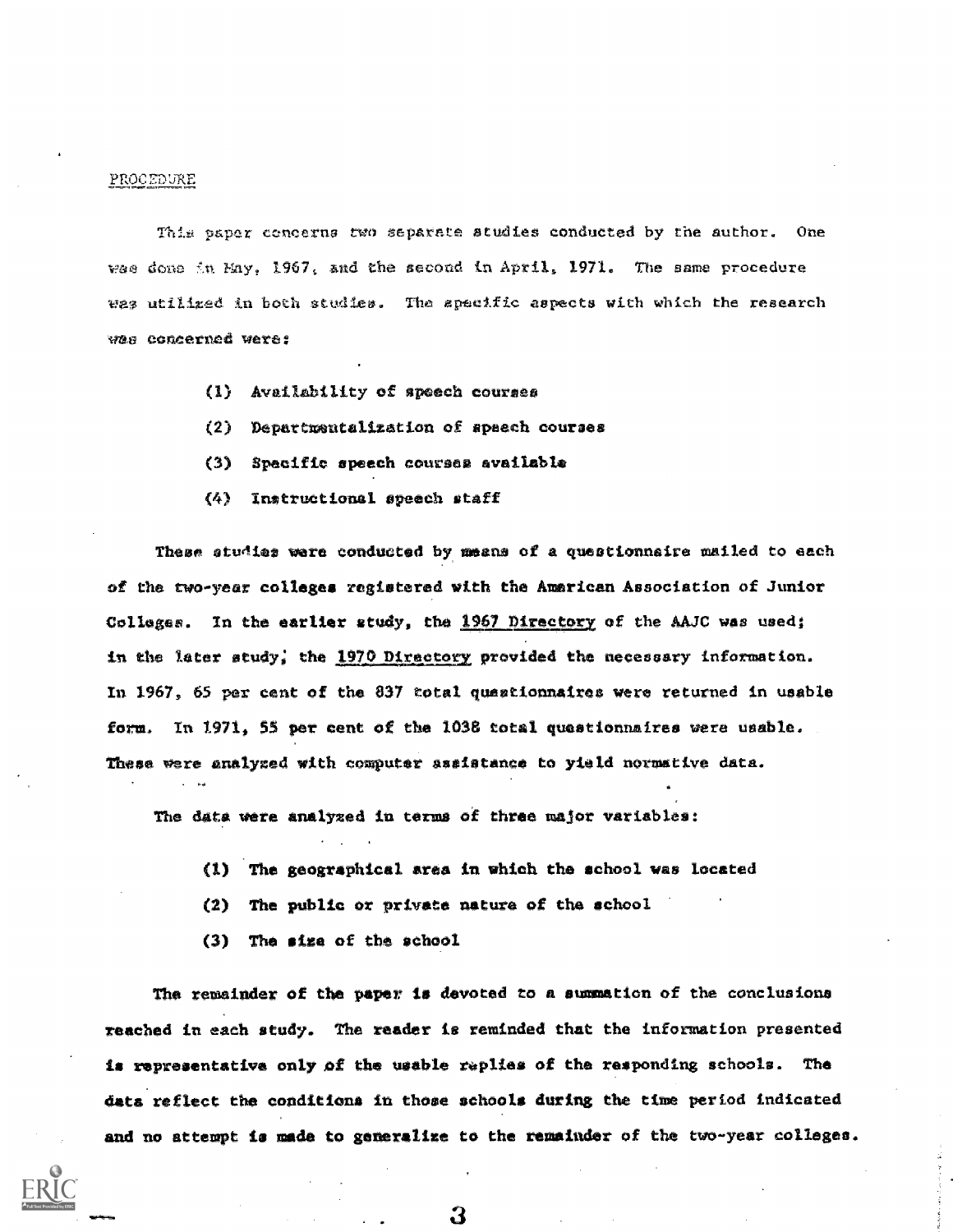## PROCEDURE

This paper concerns two separate studies conducted by the author. One was done in May, 1967, and the second in April, 1971. The same procedure was utilized in both studies. The specific aspects with which the research was concerned were:

(1) Availability of speech courses

(2) Departmentalization of speech courses

(3) Specific speech courses available

(4) Instructional speech staff

These studies were conducted by means of a questionnaire mailed to each of the two-year colleges registered with the American Association of Junior Colleges. In the earlier study, the 1967 Directory of the AAJC was used; in the later study, the 1970 Directory provided the necessary information. In 1967, 65 per cent of the 837 total questionnaires were returned in usable form. In 1971, 55 per cent of the 1038 total questionnaires were usable. These were analyzed with computer assistance to yield normative data.

The data were analyzed in terms of three major variables:

(1) The geographical area in which the school was located

(2) The public or private nature of the school

(3) The size of the school

The remainder of the paper is devoted to a summation of the conclusions reached in each study. The reader is reminded that the information presented is representative only of the usable replies of the responding schools. The data reflect the conditions in those schools during the time period indicated and no attempt is made to generalize to the remainder of the two-year colleges.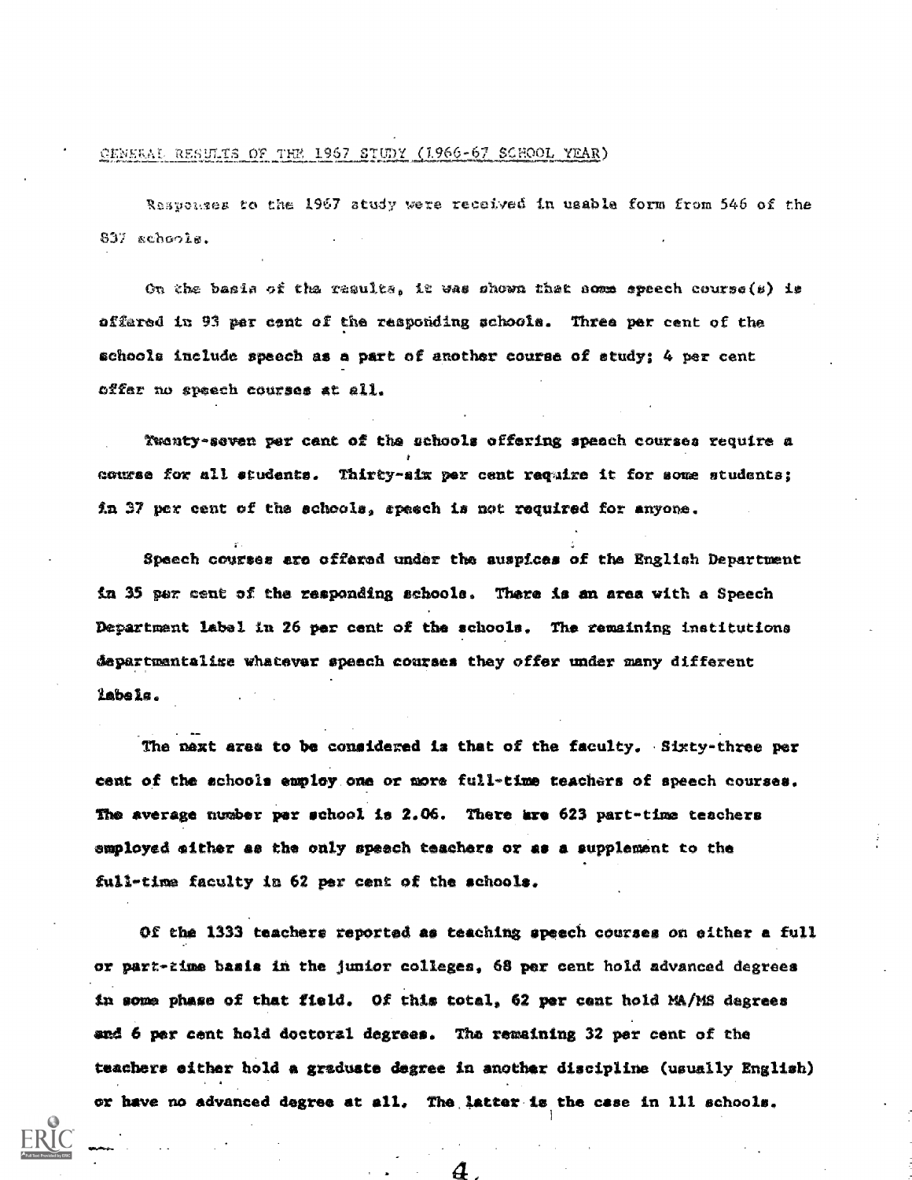## GENERAL RESULTS OF THE 1967 STUDY (1966-67 SCHOOL YEAR)

Responses to the 1967 study were received in usable form from 546 of the 837 schools.

On the basis of the results, it was shown that some speech course(s) is offered in 93 per cent of the responding schools. Three per cent of the schools include speech as a part of another course of study; 4 per cent offer no speech courses at all.

Twenty-seven per cent of the schools offering speech courses require a course for all students. Thirty-six per cent require it for some students; in 37 per cent of the schools, speech is not required for anyone.

Speech courses are offered under the auspices of the English Department in 35 per cent of the responding schools. There is an area with a Speech Department label in 26 per cent of the schools. The remaining institutions departmentalize whatever speech courses they offer under many different labels.

The next area to be considered is that of the faculty. Sixty-three per cent of the schools employ one or more full-time teachers of speech courses. The average number per school is 2.06. There are 623 part-time teachers employed either as the only speech teachers or as a supplement to the full-time faculty in 62 per cent of the schools.

Of the 1333 teachers reported as teaching speech courses on either a full or part-time basis in the junior colleges, 68 per cent hold advanced degrees in some phase of that field. Of this total, 62 per cent hold MA/MS degrees and 6 per cent hold doctoral degrees. The remaining 32 per cent of the teachers either hold a graduate degree in another discipline (usually English) or have no advanced degree at all. The latter is the case in 111 schools.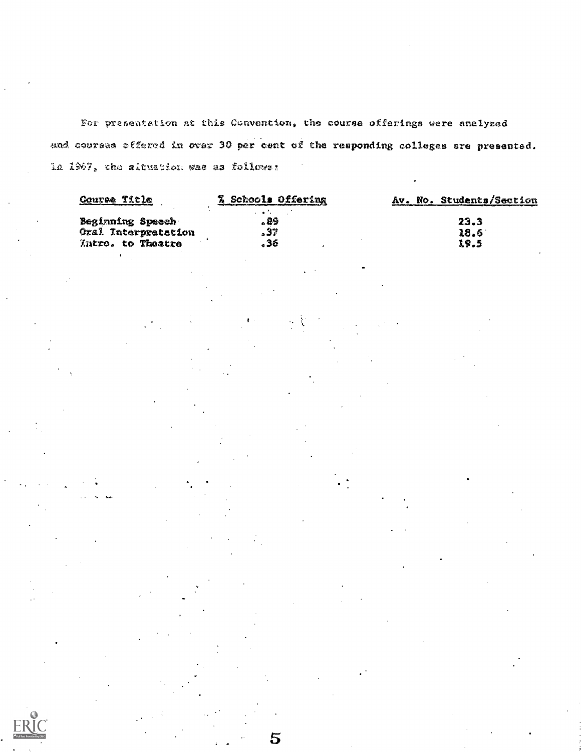For presentation at this Convention, the course offerings were analyzed and courses offered in over 30 per cent of the responding colleges are presented. In 1967, the situation was as follows:

| Course Title | % Schools Offering | Av. No. Students/Section |
|---|---|---|
| Beginning Speech | .89 | 23.3 |
| Oral Interpretation | .37 | 18.6 |
| Intro. to Theatre | .36 | 19.5 |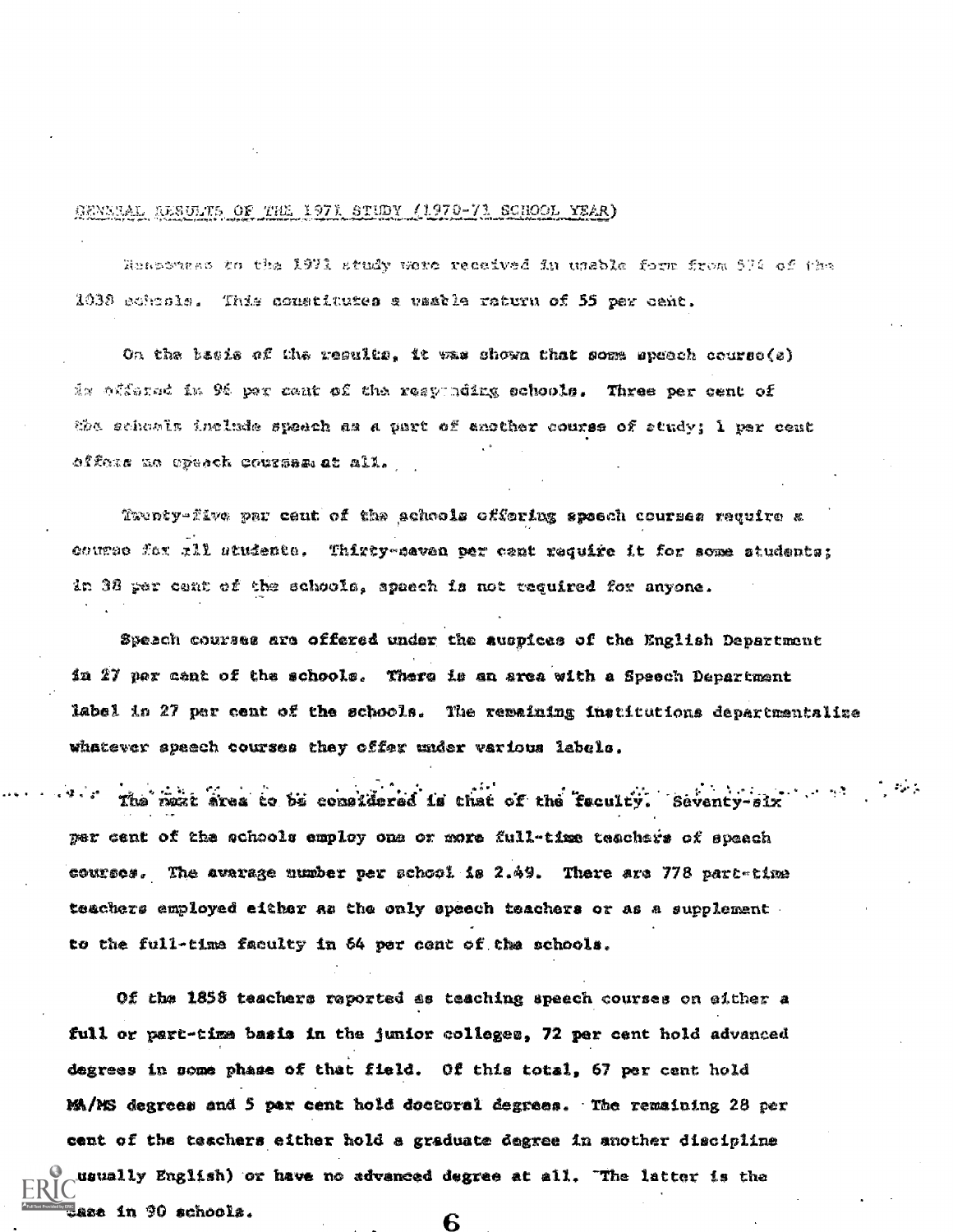## GENERAL RESULTS OF THE 1971 STUDY (1970-71 SCHOOL YEAR)

Responses to the 1971 study were received in usable form from 574 of the 1038 schools. This constitutes a usable return of 55 per cent.

On the basis of the results, it was shown that some speech course(s) is offered in 96 per cent of the responding schools. Three per cent of the schools include speech as a part of another course of study; 1 per cent offers no speech courses at all.

Twenty-five per cent of the schools offering speech courses require a course for all students. Thirty-seven per cent require it for some students; in 38 per cent of the schools, speech is not required for anyone.

Speech courses are offered under the auspices of the English Department in 27 per cent of the schools. There is an area with a Speech Department label in 27 per cent of the schools. The remaining institutions departmentalize whatever speech courses they offer under various labels.

The next area to be considered is that of the faculty. Seventy-six per cent of the schools employ one or more full-time teachers of speech courses. The average number per school is 2.49. There are 778 part-time teachers employed either as the only speech teachers or as a supplement to the full-time faculty in 64 per cent of the schools.

Of the 1858 teachers reported as teaching speech courses on either a full or part-time basis in the junior colleges, 72 per cent hold advanced degrees in some phase of that field. Of this total, 67 per cent hold MA/MS degrees and 5 per cent hold doctoral degrees. The remaining 28 per cent of the teachers either hold a graduate degree in another discipline (usually English) or have no advanced degree at all. The latter is the case in 90 schools.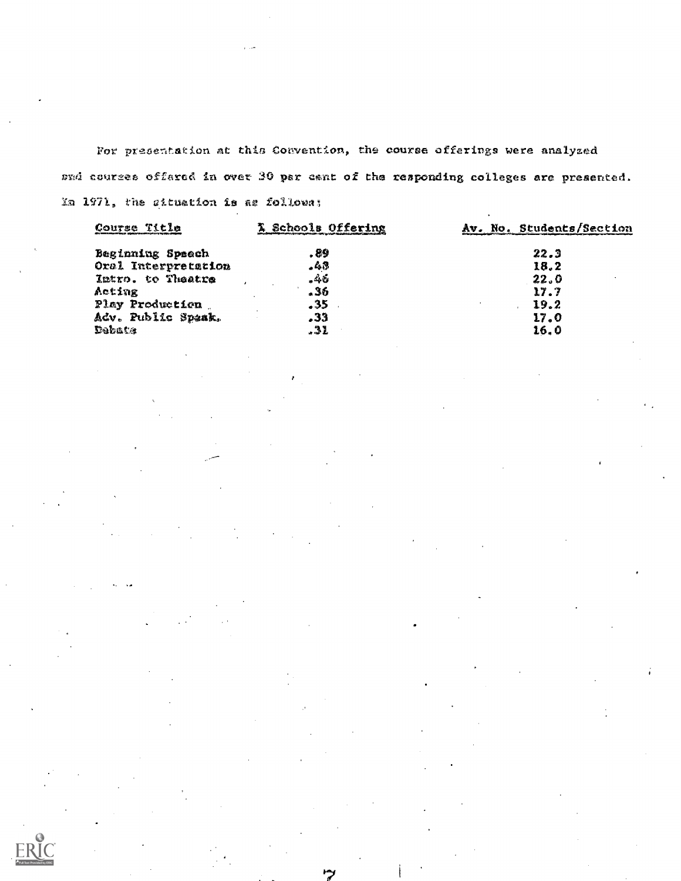For presentation at this Convention, the course offerings were analyzed and courses offered in over 30 per cent of the responding colleges are presented. In 1971, the situation is as follows:

| Course Title | % Schools Offering | Av. No. Students/Section |
|---|---|---|
| Beginning Speech | .89 | 22.3 |
| Oral Interpretation | .48 | 18.2 |
| Intro. to Theatre | .46 | 22.0 |
| Acting | .36 | 17.7 |
| Play Production | .35 | 19.2 |
| Adv. Public Speak. | .33 | 17.0 |
| Debate | .31 | 16.0 |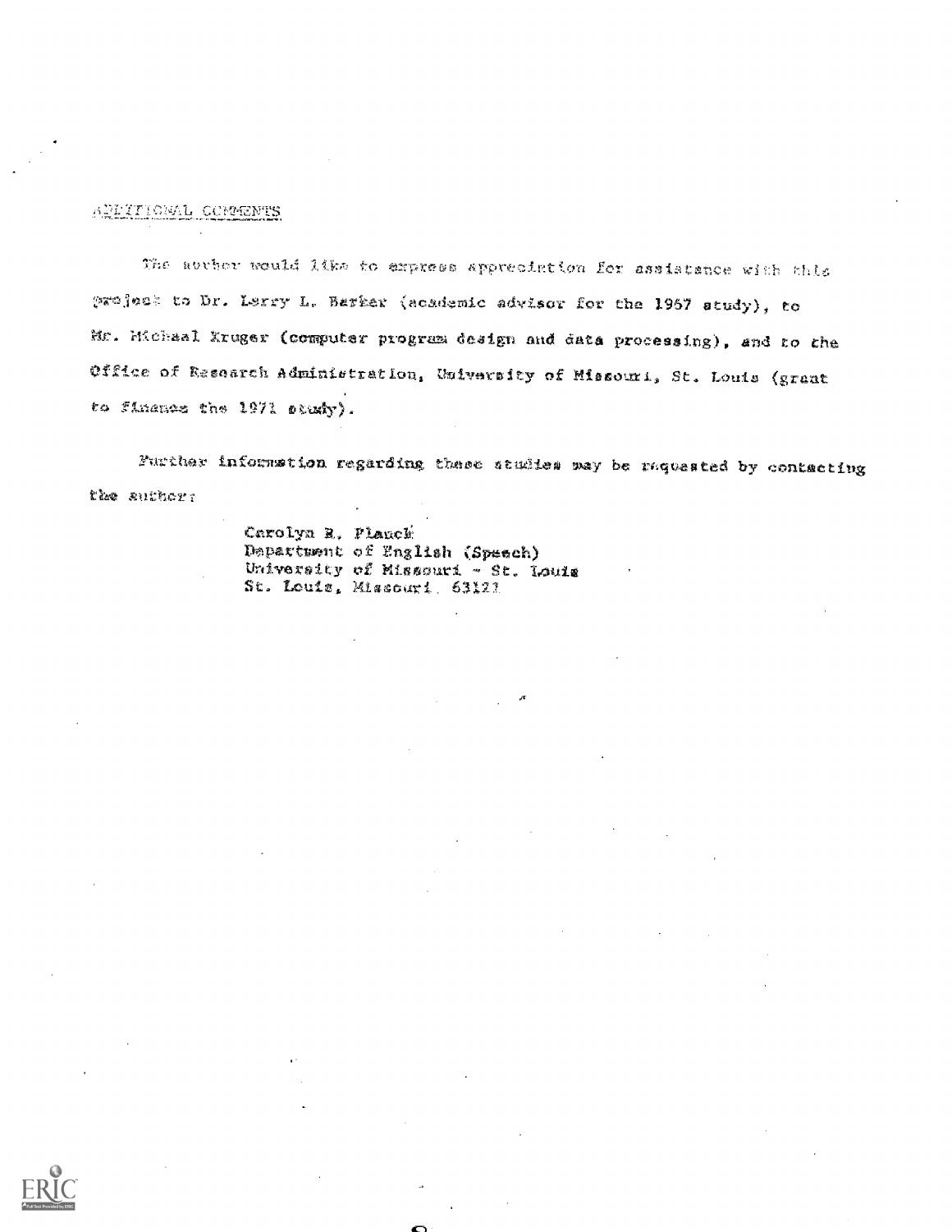ADDITIONAL COMMENTS

The author would like to express appreciation for assistance with this project to Dr. Larry L. Barker (academic advisor for the 1967 study), to Mr. Michael Kruger (computer program design and data processing), and to the Office of Research Administration, University of Missouri, St. Louis (grant to finance the 1971 study).

Further information regarding these studies may be requested by contacting the author:

Carolyn R. Planck
Department of English (Speech)
University of Missouri - St. Louis
St. Louis, Missouri 63121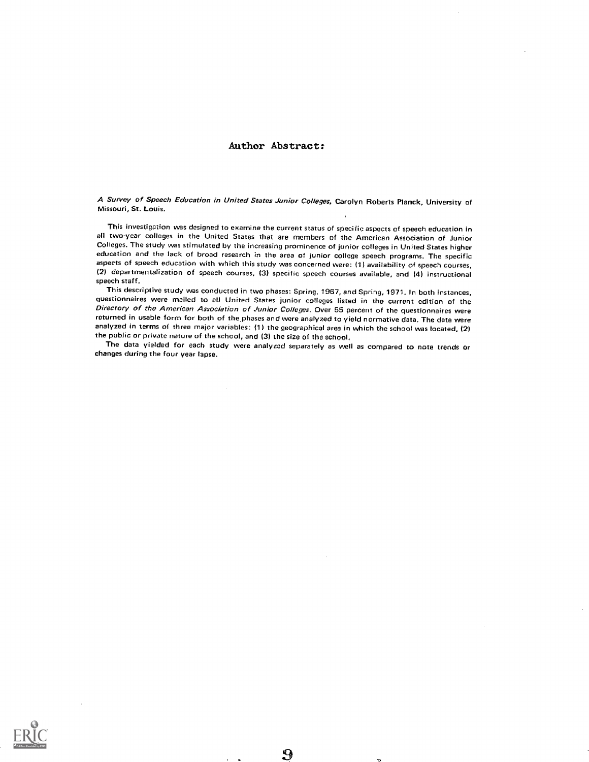## Author Abstract:

*A Survey of Speech Education in United States Junior Colleges,* Carolyn Roberts Planck, University of Missouri, St. Louis.

This investigation was designed to examine the current status of specific aspects of speech education in all two-year colleges in the United States that are members of the American Association of Junior Colleges. The study was stimulated by the increasing prominence of junior colleges in United States higher education and the lack of broad research in the area of junior college speech programs. The specific aspects of speech education with which this study was concerned were: (1) availability of speech courses, (2) departmentalization of speech courses, (3) specific speech courses available, and (4) instructional speech staff.

This descriptive study was conducted in two phases: Spring, 1967, and Spring, 1971. In both instances, questionnaires were mailed to all United States junior colleges listed in the current edition of the *Directory of the American Association of Junior Colleges.* Over 55 percent of the questionnaires were returned in usable form for both of the phases and were analyzed to yield normative data. The data were analyzed in terms of three major variables: (1) the geographical area in which the school was located, (2) the public or private nature of the school, and (3) the size of the school.

The data yielded for each study were analyzed separately as well as compared to note trends or changes during the four year lapse.